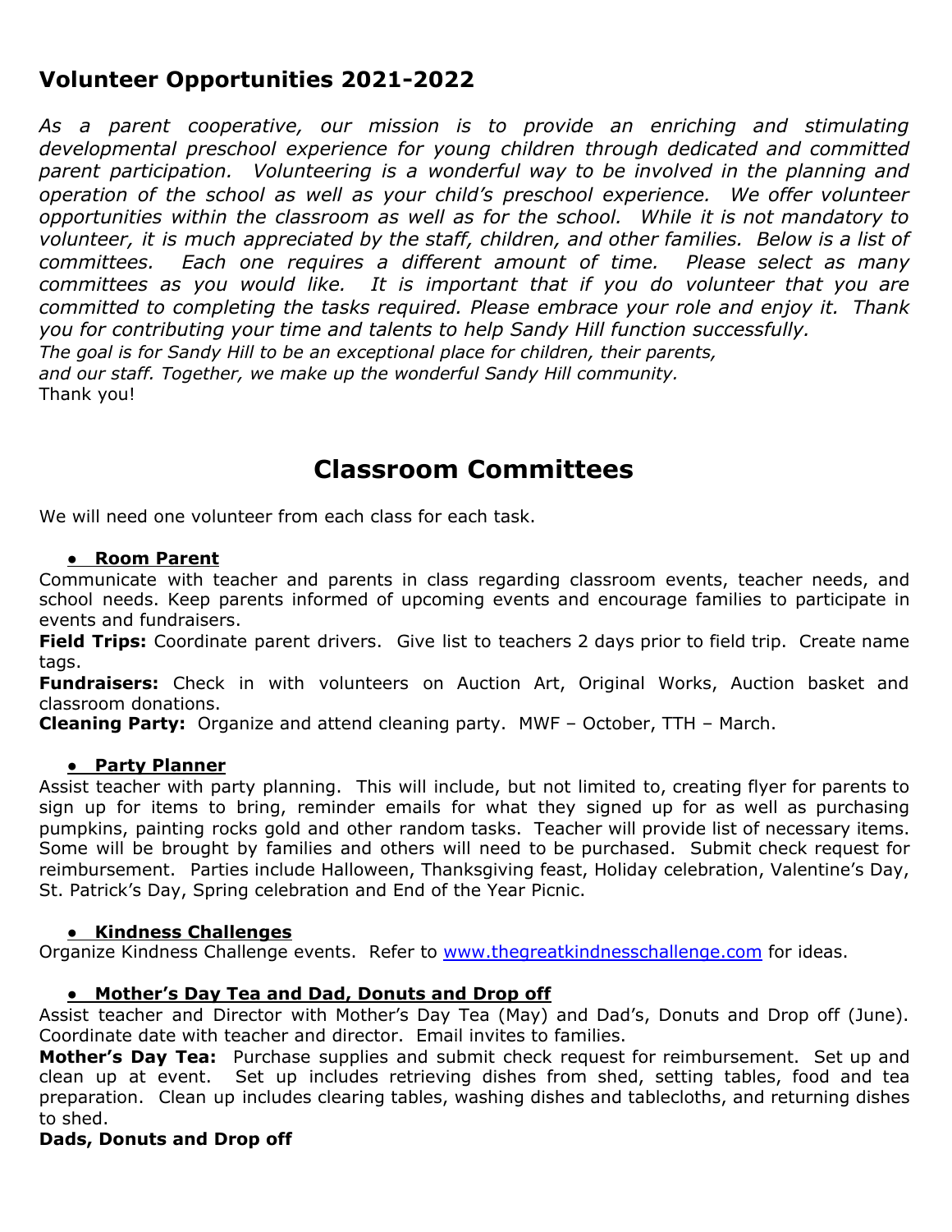## Volunteer Opportunities 2021-2022

*As a parent cooperative, our mission is to provide an enriching and stimulating developmental preschool experience for young children through dedicated and committed parent participation. Volunteering is a wonderful way to be involved in the planning and operation of the school as well as your child's preschool experience. We offer volunteer opportunities within the classroom as well as for the school. While it is not mandatory to volunteer, it is much appreciated by the staff, children, and other families. Below is a list of committees. Each one requires a different amount of time. Please select as many committees as you would like. It is important that if you do volunteer that you are committed to completing the tasks required. Please embrace your role and enjoy it. Thank you for contributing your time and talents to help Sandy Hill function successfully.*
*The goal is for Sandy Hill to be an exceptional place for children, their parents, and our staff. Together, we make up the wonderful Sandy Hill community.*
Thank you!

# Classroom Committees

We will need one volunteer from each class for each task.

- **Room Parent**

Communicate with teacher and parents in class regarding classroom events, teacher needs, and school needs. Keep parents informed of upcoming events and encourage families to participate in events and fundraisers.
**Field Trips:** Coordinate parent drivers. Give list to teachers 2 days prior to field trip. Create name tags.
**Fundraisers:** Check in with volunteers on Auction Art, Original Works, Auction basket and classroom donations.
**Cleaning Party:** Organize and attend cleaning party. MWF – October, TTH – March.

- **Party Planner**

Assist teacher with party planning. This will include, but not limited to, creating flyer for parents to sign up for items to bring, reminder emails for what they signed up for as well as purchasing pumpkins, painting rocks gold and other random tasks. Teacher will provide list of necessary items. Some will be brought by families and others will need to be purchased. Submit check request for reimbursement. Parties include Halloween, Thanksgiving feast, Holiday celebration, Valentine's Day, St. Patrick's Day, Spring celebration and End of the Year Picnic.

- **Kindness Challenges**

Organize Kindness Challenge events. Refer to www.thegreatkindnesschallenge.com for ideas.

- **Mother's Day Tea and Dad, Donuts and Drop off**

Assist teacher and Director with Mother's Day Tea (May) and Dad's, Donuts and Drop off (June). Coordinate date with teacher and director. Email invites to families.
**Mother's Day Tea:** Purchase supplies and submit check request for reimbursement. Set up and clean up at event. Set up includes retrieving dishes from shed, setting tables, food and tea preparation. Clean up includes clearing tables, washing dishes and tablecloths, and returning dishes to shed.
**Dads, Donuts and Drop off**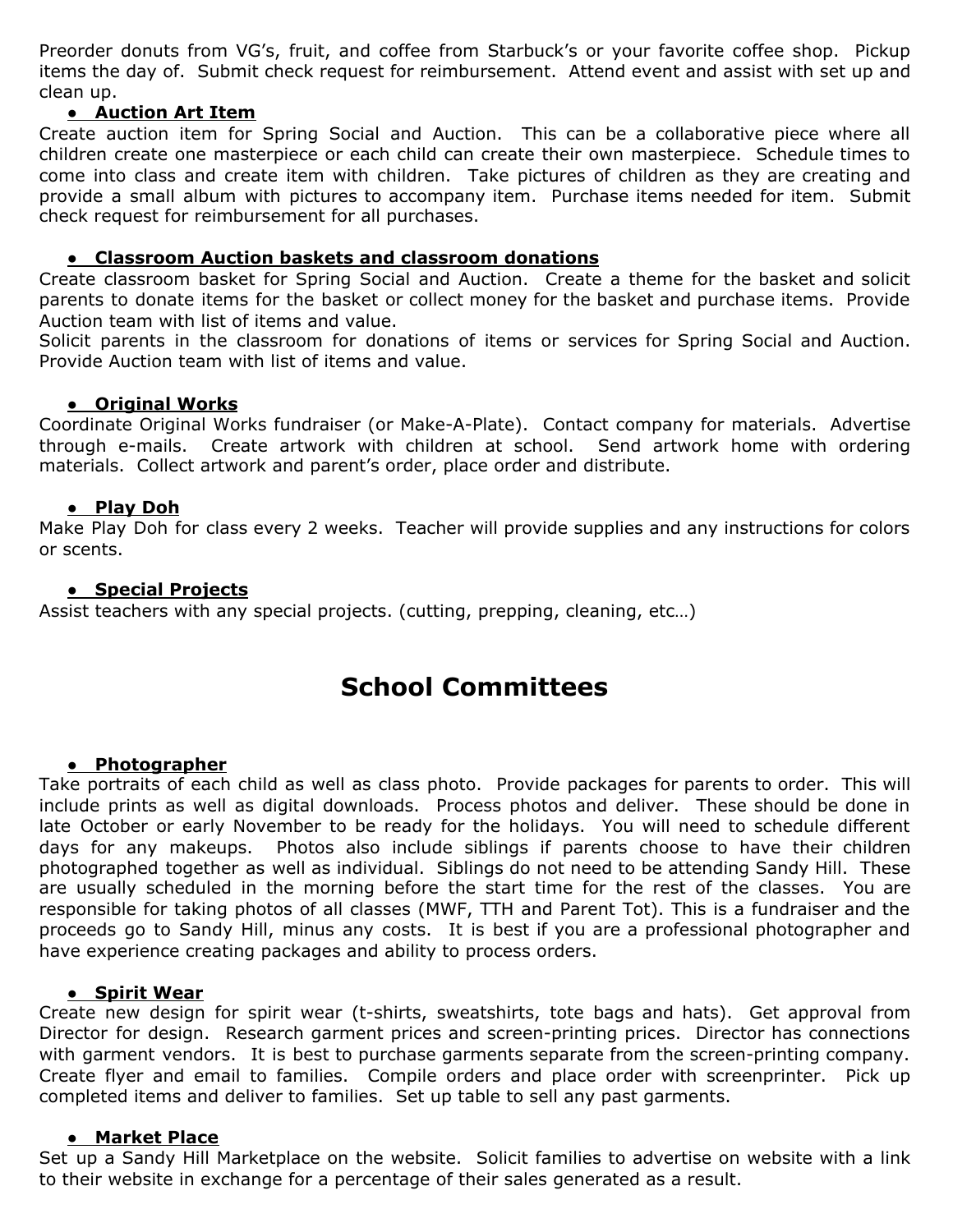Preorder donuts from VG's, fruit, and coffee from Starbuck's or your favorite coffee shop. Pickup items the day of. Submit check request for reimbursement. Attend event and assist with set up and clean up.

- **<u>Auction Art Item</u>**

Create auction item for Spring Social and Auction. This can be a collaborative piece where all children create one masterpiece or each child can create their own masterpiece. Schedule times to come into class and create item with children. Take pictures of children as they are creating and provide a small album with pictures to accompany item. Purchase items needed for item. Submit check request for reimbursement for all purchases.

- **<u>Classroom Auction baskets and classroom donations</u>**

Create classroom basket for Spring Social and Auction. Create a theme for the basket and solicit parents to donate items for the basket or collect money for the basket and purchase items. Provide Auction team with list of items and value.
Solicit parents in the classroom for donations of items or services for Spring Social and Auction. Provide Auction team with list of items and value.

- **<u>Original Works</u>**

Coordinate Original Works fundraiser (or Make-A-Plate). Contact company for materials. Advertise through e-mails. Create artwork with children at school. Send artwork home with ordering materials. Collect artwork and parent's order, place order and distribute.

- **<u>Play Doh</u>**

Make Play Doh for class every 2 weeks. Teacher will provide supplies and any instructions for colors or scents.

- **<u>Special Projects</u>**

Assist teachers with any special projects. (cutting, prepping, cleaning, etc…)

# School Committees

- **<u>Photographer</u>**

Take portraits of each child as well as class photo. Provide packages for parents to order. This will include prints as well as digital downloads. Process photos and deliver. These should be done in late October or early November to be ready for the holidays. You will need to schedule different days for any makeups. Photos also include siblings if parents choose to have their children photographed together as well as individual. Siblings do not need to be attending Sandy Hill. These are usually scheduled in the morning before the start time for the rest of the classes. You are responsible for taking photos of all classes (MWF, TTH and Parent Tot). This is a fundraiser and the proceeds go to Sandy Hill, minus any costs. It is best if you are a professional photographer and have experience creating packages and ability to process orders.

- **<u>Spirit Wear</u>**

Create new design for spirit wear (t-shirts, sweatshirts, tote bags and hats). Get approval from Director for design. Research garment prices and screen-printing prices. Director has connections with garment vendors. It is best to purchase garments separate from the screen-printing company. Create flyer and email to families. Compile orders and place order with screenprinter. Pick up completed items and deliver to families. Set up table to sell any past garments.

- **<u>Market Place</u>**

Set up a Sandy Hill Marketplace on the website. Solicit families to advertise on website with a link to their website in exchange for a percentage of their sales generated as a result.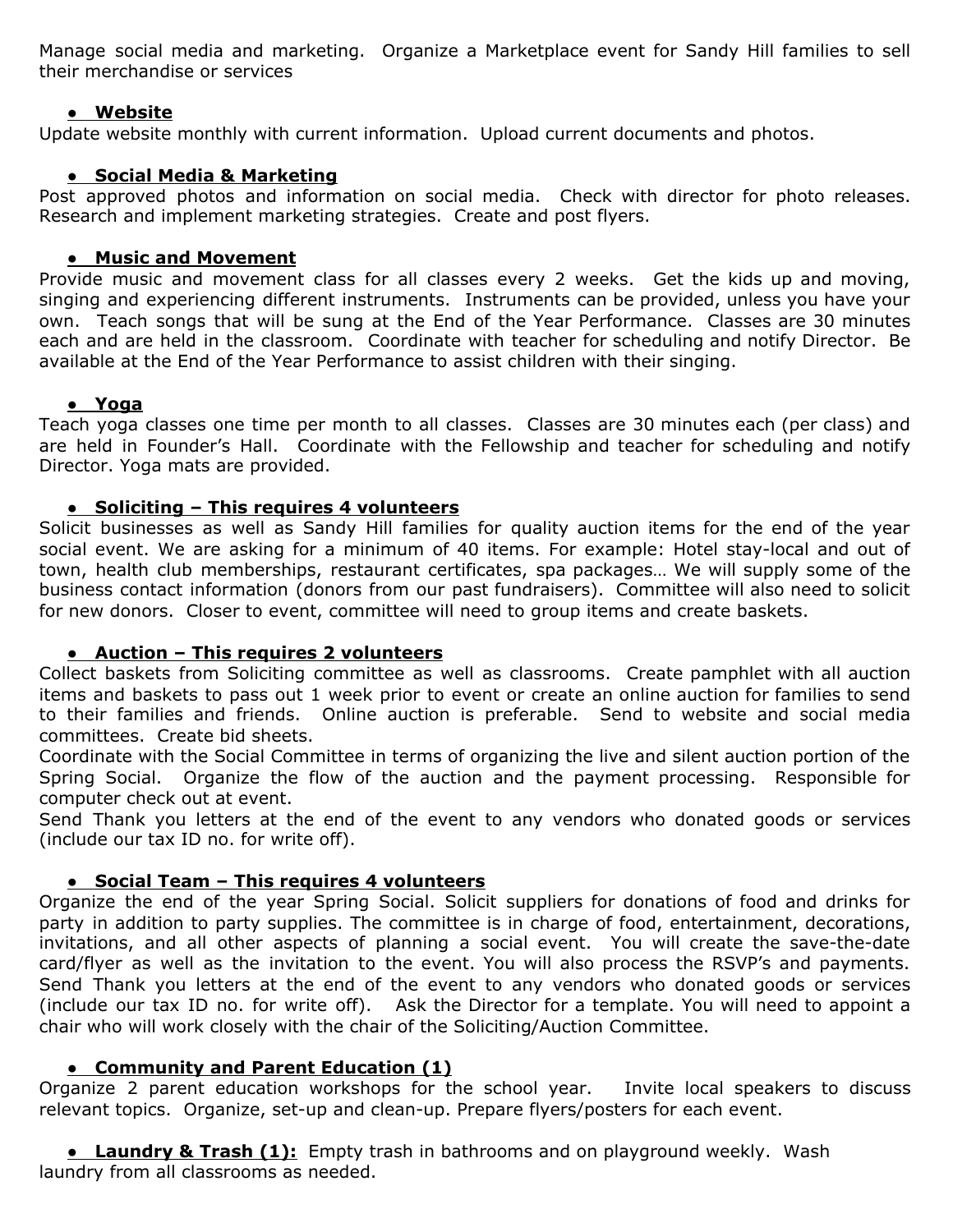Manage social media and marketing. Organize a Marketplace event for Sandy Hill families to sell their merchandise or services

- **Website**

Update website monthly with current information. Upload current documents and photos.

- **Social Media & Marketing**

Post approved photos and information on social media. Check with director for photo releases. Research and implement marketing strategies. Create and post flyers.

- **Music and Movement**

Provide music and movement class for all classes every 2 weeks. Get the kids up and moving, singing and experiencing different instruments. Instruments can be provided, unless you have your own. Teach songs that will be sung at the End of the Year Performance. Classes are 30 minutes each and are held in the classroom. Coordinate with teacher for scheduling and notify Director. Be available at the End of the Year Performance to assist children with their singing.

- **Yoga**

Teach yoga classes one time per month to all classes. Classes are 30 minutes each (per class) and are held in Founder's Hall. Coordinate with the Fellowship and teacher for scheduling and notify Director. Yoga mats are provided.

- **Soliciting – This requires 4 volunteers**

Solicit businesses as well as Sandy Hill families for quality auction items for the end of the year social event. We are asking for a minimum of 40 items. For example: Hotel stay-local and out of town, health club memberships, restaurant certificates, spa packages… We will supply some of the business contact information (donors from our past fundraisers). Committee will also need to solicit for new donors. Closer to event, committee will need to group items and create baskets.

- **Auction – This requires 2 volunteers**

Collect baskets from Soliciting committee as well as classrooms. Create pamphlet with all auction items and baskets to pass out 1 week prior to event or create an online auction for families to send to their families and friends. Online auction is preferable. Send to website and social media committees. Create bid sheets.

Coordinate with the Social Committee in terms of organizing the live and silent auction portion of the Spring Social. Organize the flow of the auction and the payment processing. Responsible for computer check out at event.

Send Thank you letters at the end of the event to any vendors who donated goods or services (include our tax ID no. for write off).

- **Social Team – This requires 4 volunteers**

Organize the end of the year Spring Social. Solicit suppliers for donations of food and drinks for party in addition to party supplies. The committee is in charge of food, entertainment, decorations, invitations, and all other aspects of planning a social event. You will create the save-the-date card/flyer as well as the invitation to the event. You will also process the RSVP's and payments. Send Thank you letters at the end of the event to any vendors who donated goods or services (include our tax ID no. for write off). Ask the Director for a template. You will need to appoint a chair who will work closely with the chair of the Soliciting/Auction Committee.

- **Community and Parent Education (1)**

Organize 2 parent education workshops for the school year. Invite local speakers to discuss relevant topics. Organize, set-up and clean-up. Prepare flyers/posters for each event.

- **Laundry & Trash (1):** Empty trash in bathrooms and on playground weekly. Wash laundry from all classrooms as needed.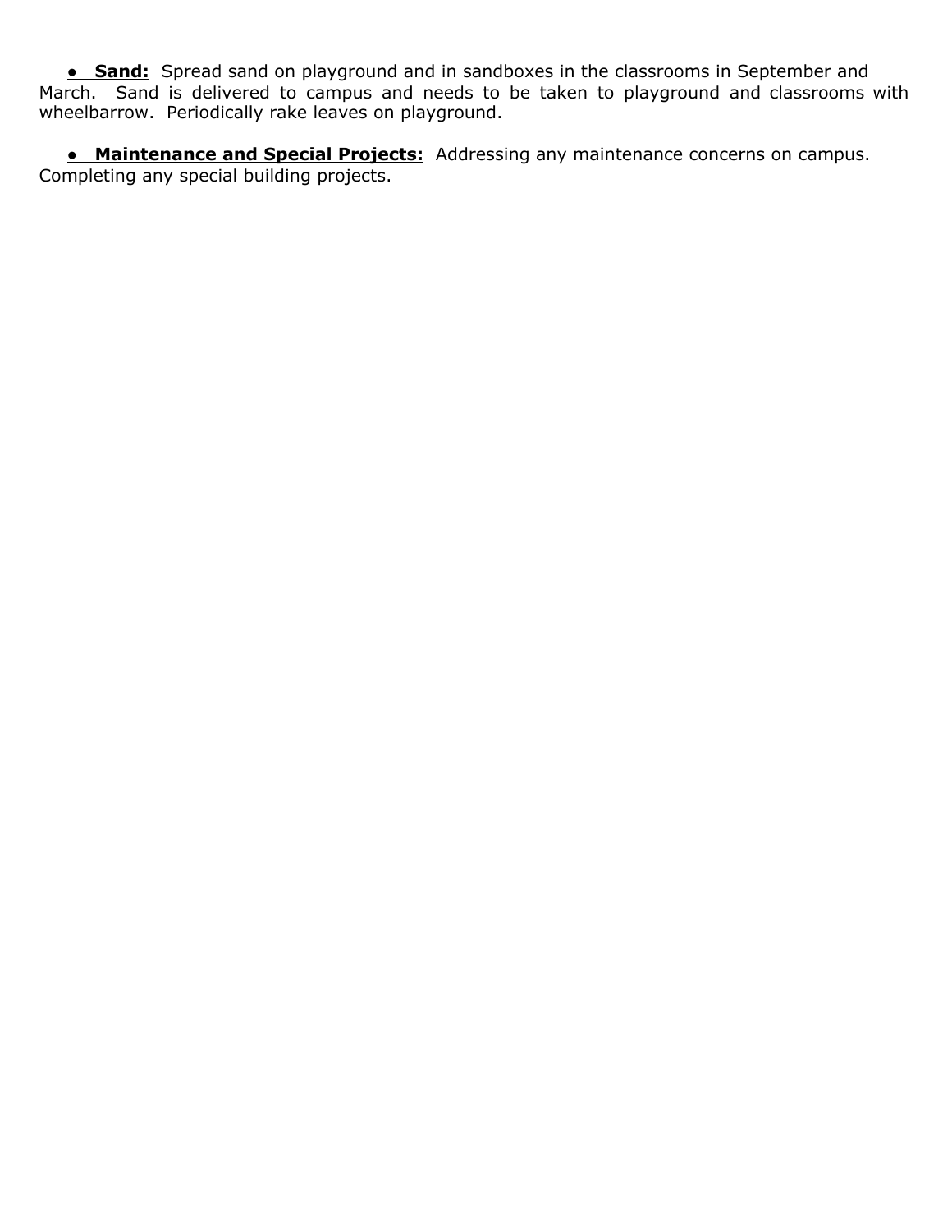- **<u>Sand:</u>** Spread sand on playground and in sandboxes in the classrooms in September and March. Sand is delivered to campus and needs to be taken to playground and classrooms with wheelbarrow. Periodically rake leaves on playground.

- **<u>Maintenance and Special Projects:</u>** Addressing any maintenance concerns on campus. Completing any special building projects.